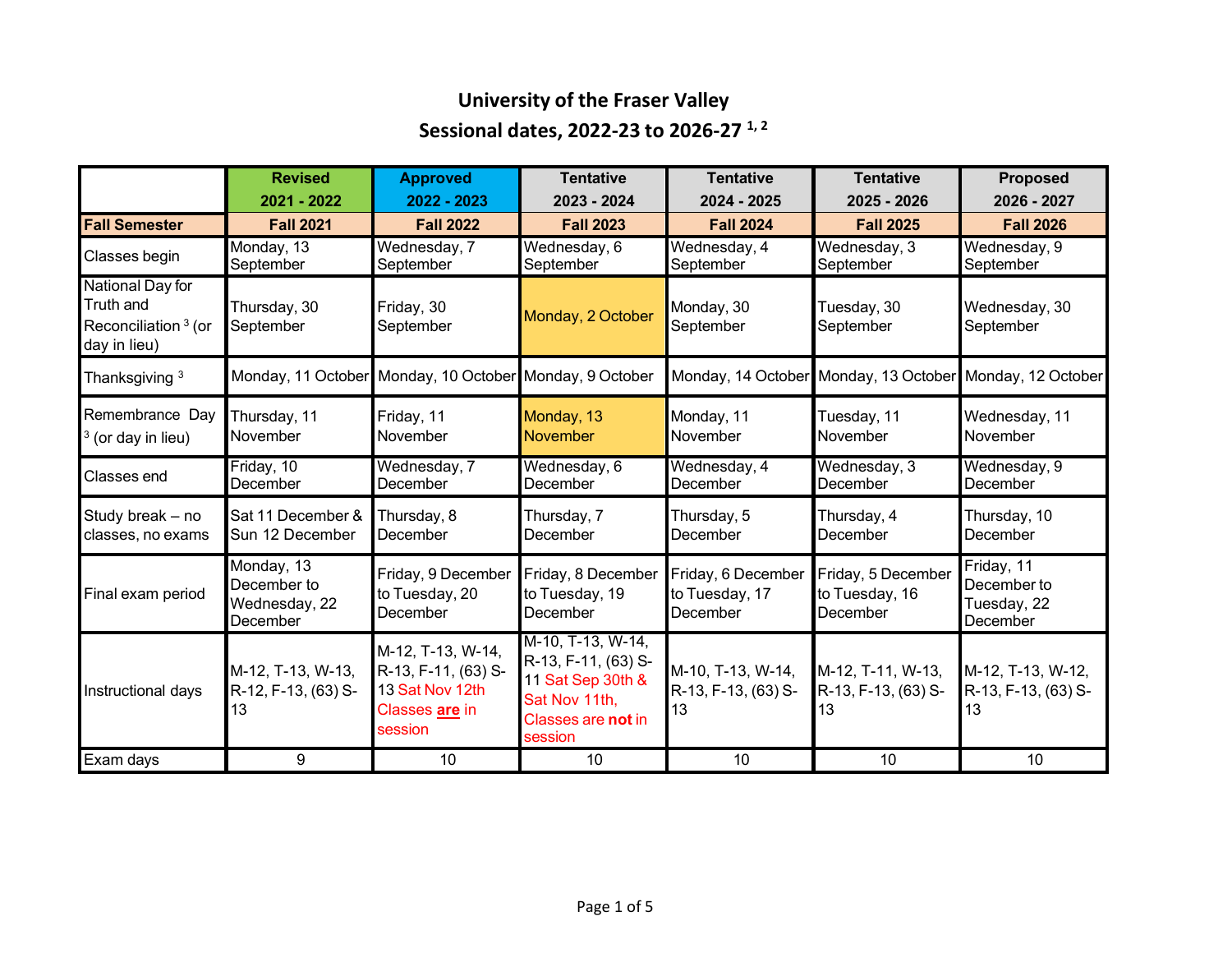# University of the Fraser Valley

## Sessional dates, 2022-23 to 2026-27 [1, 2]

| | Revised 2021 - 2022 | Approved 2022 - 2023 | Tentative 2023 - 2024 | Tentative 2024 - 2025 | Tentative 2025 - 2026 | Proposed 2026 - 2027 |
|---|---|---|---|---|---|---|
| **Fall Semester** | **Fall 2021** | **Fall 2022** | **Fall 2023** | **Fall 2024** | **Fall 2025** | **Fall 2026** |
| Classes begin | Monday, 13 September | Wednesday, 7 September | Wednesday, 6 September | Wednesday, 4 September | Wednesday, 3 September | Wednesday, 9 September |
| National Day for Truth and Reconciliation [3] (or day in lieu) | Thursday, 30 September | Friday, 30 September | Monday, 2 October | Monday, 30 September | Tuesday, 30 September | Wednesday, 30 September |
| Thanksgiving [3] | Monday, 11 October | Monday, 10 October | Monday, 9 October | Monday, 14 October | Monday, 13 October | Monday, 12 October |
| Remembrance Day [3] (or day in lieu) | Thursday, 11 November | Friday, 11 November | Monday, 13 November | Monday, 11 November | Tuesday, 11 November | Wednesday, 11 November |
| Classes end | Friday, 10 December | Wednesday, 7 December | Wednesday, 6 December | Wednesday, 4 December | Wednesday, 3 December | Wednesday, 9 December |
| Study break – no classes, no exams | Sat 11 December & Sun 12 December | Thursday, 8 December | Thursday, 7 December | Thursday, 5 December | Thursday, 4 December | Thursday, 10 December |
| Final exam period | Monday, 13 December to Wednesday, 22 December | Friday, 9 December to Tuesday, 20 December | Friday, 8 December to Tuesday, 19 December | Friday, 6 December to Tuesday, 17 December | Friday, 5 December to Tuesday, 16 December | Friday, 11 December to Tuesday, 22 December |
| Instructional days | M-12, T-13, W-13, R-12, F-13, (63) S-13 | M-12, T-13, W-14, R-13, F-11, (63) S-13 Sat Nov 12th Classes **are** in session | M-10, T-13, W-14, R-13, F-11, (63) S-11 Sat Sep 30th & Sat Nov 11th, Classes are **not** in session | M-10, T-13, W-14, R-13, F-13, (63) S-13 | M-12, T-11, W-13, R-13, F-13, (63) S-13 | M-12, T-13, W-12, R-13, F-13, (63) S-13 |
| Exam days | 9 | 10 | 10 | 10 | 10 | 10 |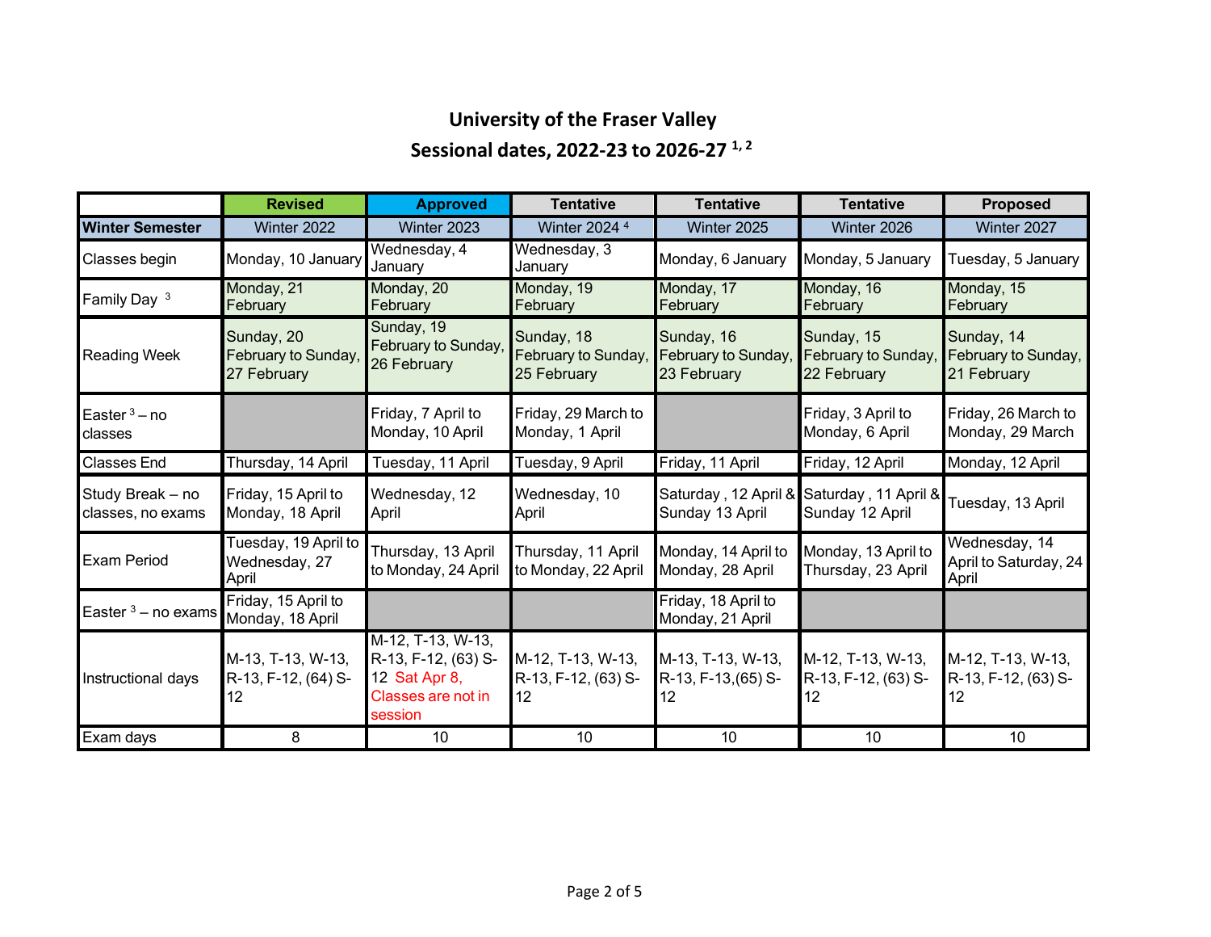# University of the Fraser Valley

## Sessional dates, 2022-23 to 2026-27 [1, 2]

| | Revised | Approved | Tentative | Tentative | Tentative | Proposed |
|---|---|---|---|---|---|---|
| **Winter Semester** | Winter 2022 | Winter 2023 | Winter 2024 [4] | Winter 2025 | Winter 2026 | Winter 2027 |
| Classes begin | Monday, 10 January | Wednesday, 4 January | Wednesday, 3 January | Monday, 6 January | Monday, 5 January | Tuesday, 5 January |
| Family Day [3] | Monday, 21 February | Monday, 20 February | Monday, 19 February | Monday, 17 February | Monday, 16 February | Monday, 15 February |
| Reading Week | Sunday, 20 February to Sunday, 27 February | Sunday, 19 February to Sunday, 26 February | Sunday, 18 February to Sunday, 25 February | Sunday, 16 February to Sunday, 23 February | Sunday, 15 February to Sunday, 22 February | Sunday, 14 February to Sunday, 21 February |
| Easter [3] – no classes | | Friday, 7 April to Monday, 10 April | Friday, 29 March to Monday, 1 April | | Friday, 3 April to Monday, 6 April | Friday, 26 March to Monday, 29 March |
| Classes End | Thursday, 14 April | Tuesday, 11 April | Tuesday, 9 April | Friday, 11 April | Friday, 12 April | Monday, 12 April |
| Study Break – no classes, no exams | Friday, 15 April to Monday, 18 April | Wednesday, 12 April | Wednesday, 10 April | Saturday , 12 April & Sunday 13 April | Saturday , 11 April & Sunday 12 April | Tuesday, 13 April |
| Exam Period | Tuesday, 19 April to Wednesday, 27 April | Thursday, 13 April to Monday, 24 April | Thursday, 11 April to Monday, 22 April | Monday, 14 April to Monday, 28 April | Monday, 13 April to Thursday, 23 April | Wednesday, 14 April to Saturday, 24 April |
| Easter [3] – no exams | Friday, 15 April to Monday, 18 April | | | Friday, 18 April to Monday, 21 April | | |
| Instructional days | M-13, T-13, W-13, R-13, F-12, (64) S-12 | M-12, T-13, W-13, R-13, F-12, (63) S-12 Sat Apr 8, Classes are not in session | M-12, T-13, W-13, R-13, F-12, (63) S-12 | M-13, T-13, W-13, R-13, F-13,(65) S-12 | M-12, T-13, W-13, R-13, F-12, (63) S-12 | M-12, T-13, W-13, R-13, F-12, (63) S-12 |
| Exam days | 8 | 10 | 10 | 10 | 10 | 10 |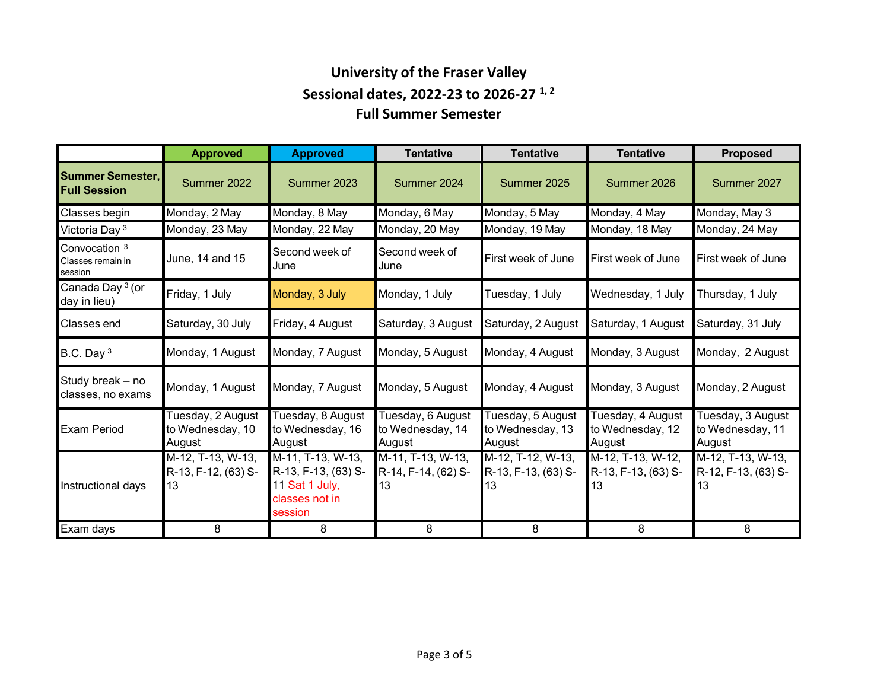# University of the Fraser Valley

## Sessional dates, 2022-23 to 2026-27 [1, 2]

## Full Summer Semester

| | Approved | Approved | Tentative | Tentative | Tentative | Proposed |
|---|---|---|---|---|---|---|
| **Summer Semester, Full Session** | Summer 2022 | Summer 2023 | Summer 2024 | Summer 2025 | Summer 2026 | Summer 2027 |
| Classes begin | Monday, 2 May | Monday, 8 May | Monday, 6 May | Monday, 5 May | Monday, 4 May | Monday, May 3 |
| Victoria Day [3] | Monday, 23 May | Monday, 22 May | Monday, 20 May | Monday, 19 May | Monday, 18 May | Monday, 24 May |
| Convocation [3] Classes remain in session | June, 14 and 15 | Second week of June | Second week of June | First week of June | First week of June | First week of June |
| Canada Day [3] (or day in lieu) | Friday, 1 July | Monday, 3 July | Monday, 1 July | Tuesday, 1 July | Wednesday, 1 July | Thursday, 1 July |
| Classes end | Saturday, 30 July | Friday, 4 August | Saturday, 3 August | Saturday, 2 August | Saturday, 1 August | Saturday, 31 July |
| B.C. Day [3] | Monday, 1 August | Monday, 7 August | Monday, 5 August | Monday, 4 August | Monday, 3 August | Monday, 2 August |
| Study break – no classes, no exams | Monday, 1 August | Monday, 7 August | Monday, 5 August | Monday, 4 August | Monday, 3 August | Monday, 2 August |
| Exam Period | Tuesday, 2 August to Wednesday, 10 August | Tuesday, 8 August to Wednesday, 16 August | Tuesday, 6 August to Wednesday, 14 August | Tuesday, 5 August to Wednesday, 13 August | Tuesday, 4 August to Wednesday, 12 August | Tuesday, 3 August to Wednesday, 11 August |
| Instructional days | M-12, T-13, W-13, R-13, F-12, (63) S-13 | M-11, T-13, W-13, R-13, F-13, (63) S-11 Sat 1 July, classes not in session | M-11, T-13, W-13, R-14, F-14, (62) S-13 | M-12, T-12, W-13, R-13, F-13, (63) S-13 | M-12, T-13, W-12, R-13, F-13, (63) S-13 | M-12, T-13, W-13, R-12, F-13, (63) S-13 |
| Exam days | 8 | 8 | 8 | 8 | 8 | 8 |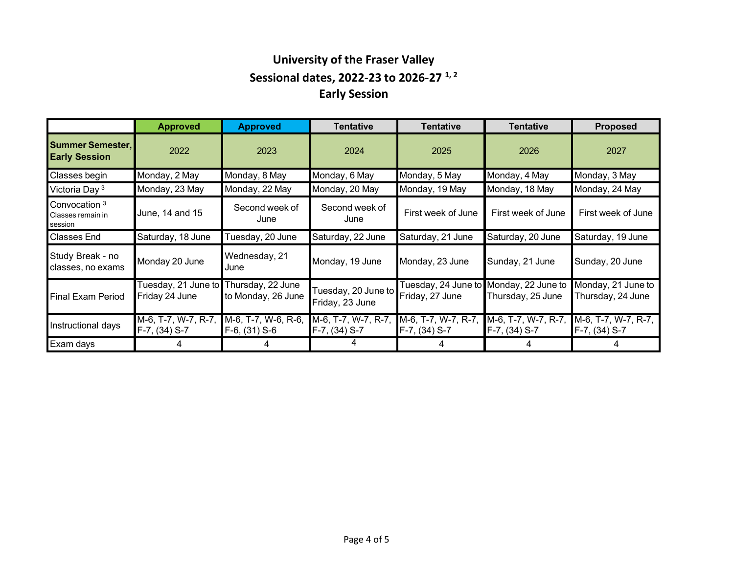# University of the Fraser Valley

## Sessional dates, 2022-23 to 2026-27 [1, 2]

## Early Session

| | Approved | Approved | Tentative | Tentative | Tentative | Proposed |
|---|---|---|---|---|---|---|
| **Summer Semester, Early Session** | 2022 | 2023 | 2024 | 2025 | 2026 | 2027 |
| Classes begin | Monday, 2 May | Monday, 8 May | Monday, 6 May | Monday, 5 May | Monday, 4 May | Monday, 3 May |
| Victoria Day [3] | Monday, 23 May | Monday, 22 May | Monday, 20 May | Monday, 19 May | Monday, 18 May | Monday, 24 May |
| Convocation [3] Classes remain in session | June, 14 and 15 | Second week of June | Second week of June | First week of June | First week of June | First week of June |
| Classes End | Saturday, 18 June | Tuesday, 20 June | Saturday, 22 June | Saturday, 21 June | Saturday, 20 June | Saturday, 19 June |
| Study Break - no classes, no exams | Monday 20 June | Wednesday, 21 June | Monday, 19 June | Monday, 23 June | Sunday, 21 June | Sunday, 20 June |
| Final Exam Period | Tuesday, 21 June to Friday 24 June | Thursday, 22 June to Monday, 26 June | Tuesday, 20 June to Friday, 23 June | Tuesday, 24 June to Friday, 27 June | Monday, 22 June to Thursday, 25 June | Monday, 21 June to Thursday, 24 June |
| Instructional days | M-6, T-7, W-7, R-7, F-7, (34) S-7 | M-6, T-7, W-6, R-6, F-6, (31) S-6 | M-6, T-7, W-7, R-7, F-7, (34) S-7 | M-6, T-7, W-7, R-7, F-7, (34) S-7 | M-6, T-7, W-7, R-7, F-7, (34) S-7 | M-6, T-7, W-7, R-7, F-7, (34) S-7 |
| Exam days | 4 | 4 | 4 | 4 | 4 | 4 |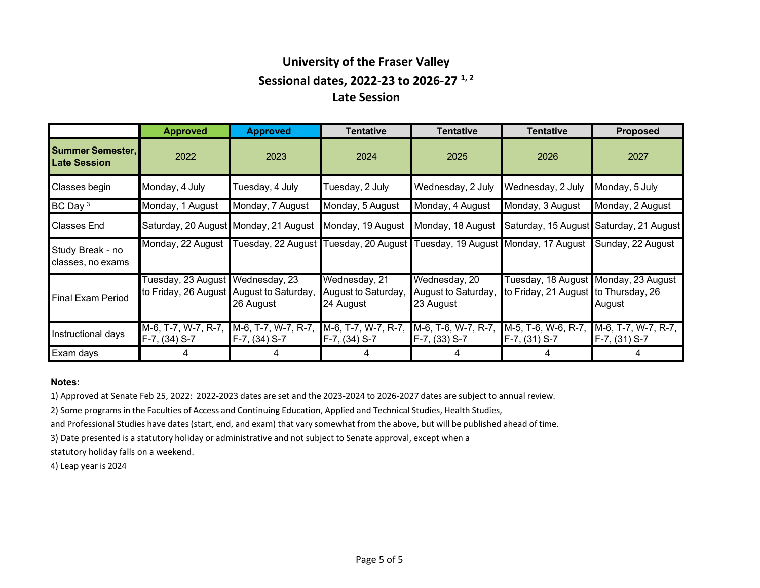# University of the Fraser Valley

## Sessional dates, 2022-23 to 2026-27 [1, 2]

## Late Session

| | Approved | Approved | Tentative | Tentative | Tentative | Proposed |
|---|---|---|---|---|---|---|
| **Summer Semester, Late Session** | 2022 | 2023 | 2024 | 2025 | 2026 | 2027 |
| Classes begin | Monday, 4 July | Tuesday, 4 July | Tuesday, 2 July | Wednesday, 2 July | Wednesday, 2 July | Monday, 5 July |
| BC Day [3] | Monday, 1 August | Monday, 7 August | Monday, 5 August | Monday, 4 August | Monday, 3 August | Monday, 2 August |
| Classes End | Saturday, 20 August | Monday, 21 August | Monday, 19 August | Monday, 18 August | Saturday, 15 August | Saturday, 21 August |
| Study Break - no classes, no exams | Monday, 22 August | Tuesday, 22 August | Tuesday, 20 August | Tuesday, 19 August | Monday, 17 August | Sunday, 22 August |
| Final Exam Period | Tuesday, 23 August to Friday, 26 August | Wednesday, 23 August to Saturday, 26 August | Wednesday, 21 August to Saturday, 24 August | Wednesday, 20 August to Saturday, 23 August | Tuesday, 18 August to Friday, 21 August | Monday, 23 August to Thursday, 26 August |
| Instructional days | M-6, T-7, W-7, R-7, F-7, (34) S-7 | M-6, T-7, W-7, R-7, F-7, (34) S-7 | M-6, T-7, W-7, R-7, F-7, (34) S-7 | M-6, T-6, W-7, R-7, F-7, (33) S-7 | M-5, T-6, W-6, R-7, F-7, (31) S-7 | M-6, T-7, W-7, R-7, F-7, (31) S-7 |
| Exam days | 4 | 4 | 4 | 4 | 4 | 4 |

**Notes:**

1) Approved at Senate Feb 25, 2022: 2022-2023 dates are set and the 2023-2024 to 2026-2027 dates are subject to annual review.

2) Some programs in the Faculties of Access and Continuing Education, Applied and Technical Studies, Health Studies, and Professional Studies have dates (start, end, and exam) that vary somewhat from the above, but will be published ahead of time.

3) Date presented is a statutory holiday or administrative and not subject to Senate approval, except when a statutory holiday falls on a weekend.

4) Leap year is 2024